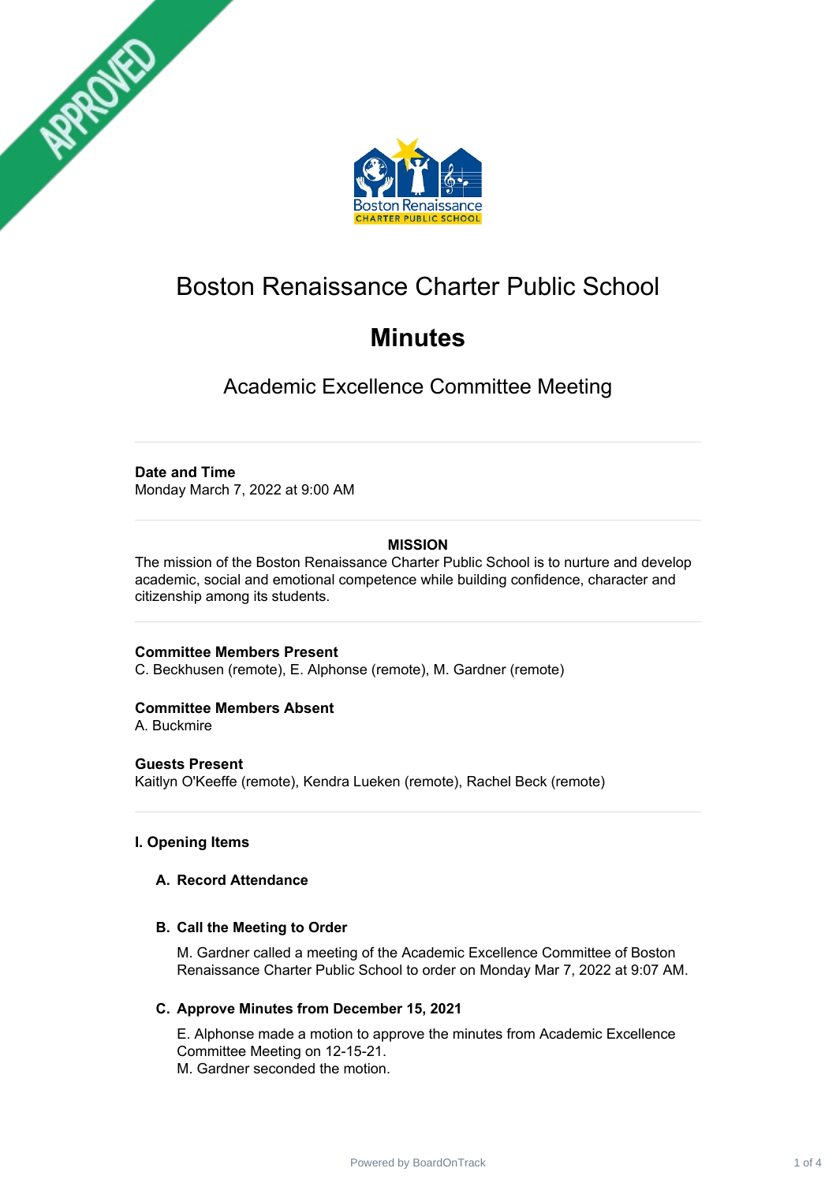# Boston Renaissance Charter Public School

# Minutes

## Academic Excellence Committee Meeting

**Date and Time**
Monday March 7, 2022 at 9:00 AM

**MISSION**
The mission of the Boston Renaissance Charter Public School is to nurture and develop academic, social and emotional competence while building confidence, character and citizenship among its students.

**Committee Members Present**
C. Beckhusen (remote), E. Alphonse (remote), M. Gardner (remote)

**Committee Members Absent**
A. Buckmire

**Guests Present**
Kaitlyn O'Keeffe (remote), Kendra Lueken (remote), Rachel Beck (remote)

### I. Opening Items

#### A. Record Attendance

#### B. Call the Meeting to Order

M. Gardner called a meeting of the Academic Excellence Committee of Boston Renaissance Charter Public School to order on Monday Mar 7, 2022 at 9:07 AM.

#### C. Approve Minutes from December 15, 2021

E. Alphonse made a motion to approve the minutes from Academic Excellence Committee Meeting on 12-15-21.
M. Gardner seconded the motion.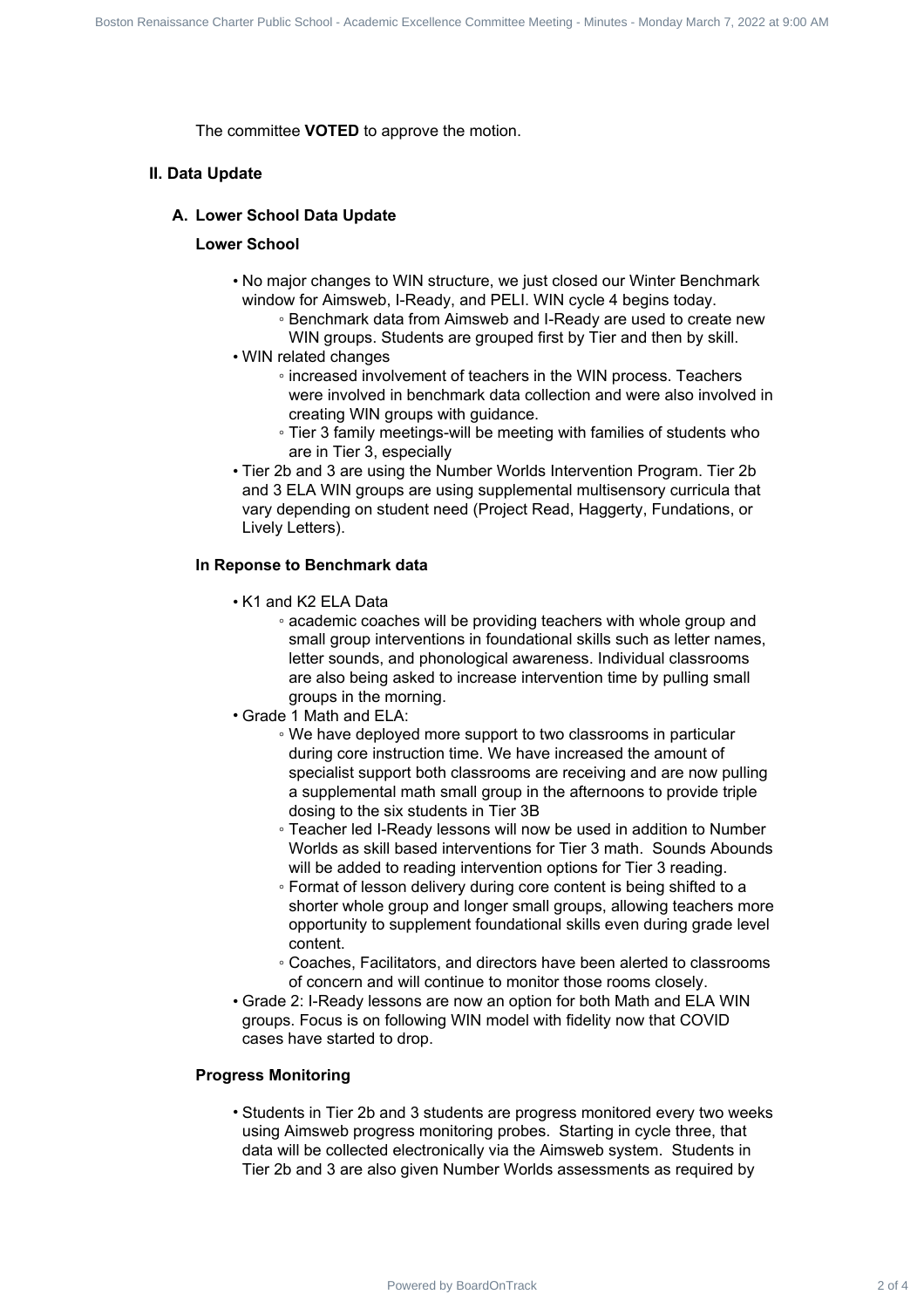The committee **VOTED** to approve the motion.

## II. Data Update

### A. Lower School Data Update

**Lower School**

- No major changes to WIN structure, we just closed our Winter Benchmark window for Aimsweb, I-Ready, and PELI. WIN cycle 4 begins today.
    - Benchmark data from Aimsweb and I-Ready are used to create new WIN groups. Students are grouped first by Tier and then by skill.
- WIN related changes
    - increased involvement of teachers in the WIN process. Teachers were involved in benchmark data collection and were also involved in creating WIN groups with guidance.
    - Tier 3 family meetings-will be meeting with families of students who are in Tier 3, especially
- Tier 2b and 3 are using the Number Worlds Intervention Program. Tier 2b and 3 ELA WIN groups are using supplemental multisensory curricula that vary depending on student need (Project Read, Haggerty, Fundations, or Lively Letters).

**In Reponse to Benchmark data**

- K1 and K2 ELA Data
    - academic coaches will be providing teachers with whole group and small group interventions in foundational skills such as letter names, letter sounds, and phonological awareness. Individual classrooms are also being asked to increase intervention time by pulling small groups in the morning.
- Grade 1 Math and ELA:
    - We have deployed more support to two classrooms in particular during core instruction time. We have increased the amount of specialist support both classrooms are receiving and are now pulling a supplemental math small group in the afternoons to provide triple dosing to the six students in Tier 3B
    - Teacher led I-Ready lessons will now be used in addition to Number Worlds as skill based interventions for Tier 3 math. Sounds Abounds will be added to reading intervention options for Tier 3 reading.
    - Format of lesson delivery during core content is being shifted to a shorter whole group and longer small groups, allowing teachers more opportunity to supplement foundational skills even during grade level content.
    - Coaches, Facilitators, and directors have been alerted to classrooms of concern and will continue to monitor those rooms closely.
- Grade 2: I-Ready lessons are now an option for both Math and ELA WIN groups. Focus is on following WIN model with fidelity now that COVID cases have started to drop.

**Progress Monitoring**

- Students in Tier 2b and 3 students are progress monitored every two weeks using Aimsweb progress monitoring probes. Starting in cycle three, that data will be collected electronically via the Aimsweb system. Students in Tier 2b and 3 are also given Number Worlds assessments as required by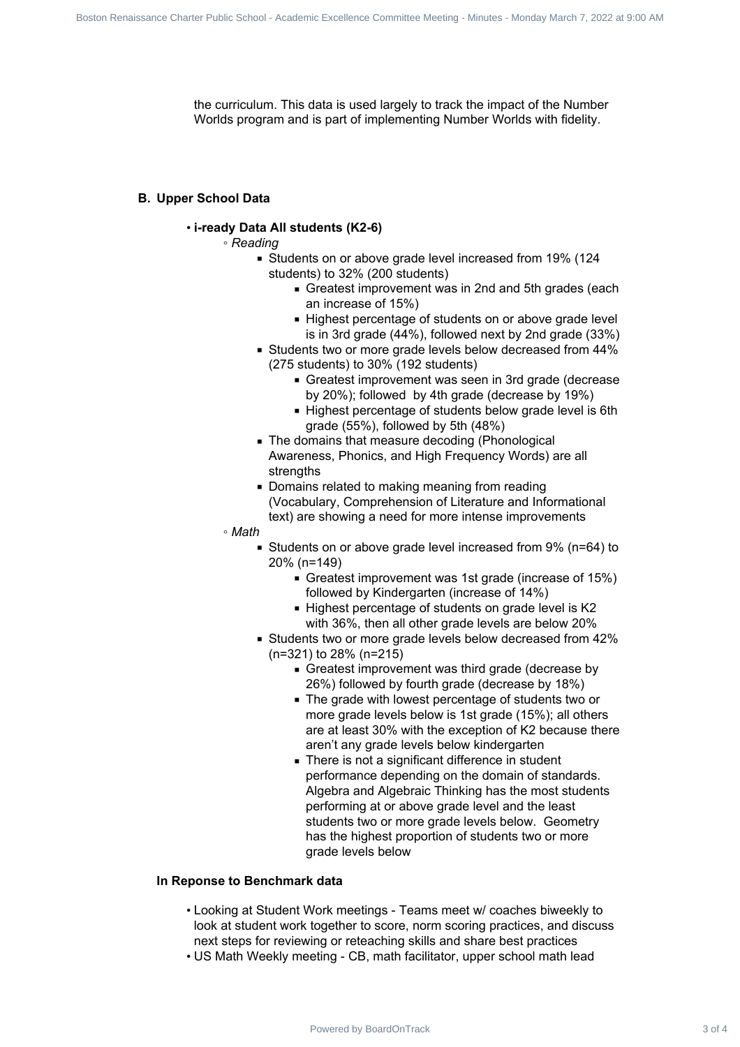the curriculum. This data is used largely to track the impact of the Number Worlds program and is part of implementing Number Worlds with fidelity.

### B. Upper School Data

- **i-ready Data All students (K2-6)**
  - *Reading*
    - Students on or above grade level increased from 19% (124 students) to 32% (200 students)
      - Greatest improvement was in 2nd and 5th grades (each an increase of 15%)
      - Highest percentage of students on or above grade level is in 3rd grade (44%), followed next by 2nd grade (33%)
    - Students two or more grade levels below decreased from 44% (275 students) to 30% (192 students)
      - Greatest improvement was seen in 3rd grade (decrease by 20%); followed by 4th grade (decrease by 19%)
      - Highest percentage of students below grade level is 6th grade (55%), followed by 5th (48%)
    - The domains that measure decoding (Phonological Awareness, Phonics, and High Frequency Words) are all strengths
    - Domains related to making meaning from reading (Vocabulary, Comprehension of Literature and Informational text) are showing a need for more intense improvements
  - *Math*
    - Students on or above grade level increased from 9% (n=64) to 20% (n=149)
      - Greatest improvement was 1st grade (increase of 15%) followed by Kindergarten (increase of 14%)
      - Highest percentage of students on grade level is K2 with 36%, then all other grade levels are below 20%
    - Students two or more grade levels below decreased from 42% (n=321) to 28% (n=215)
      - Greatest improvement was third grade (decrease by 26%) followed by fourth grade (decrease by 18%)
      - The grade with lowest percentage of students two or more grade levels below is 1st grade (15%); all others are at least 30% with the exception of K2 because there aren't any grade levels below kindergarten
      - There is not a significant difference in student performance depending on the domain of standards. Algebra and Algebraic Thinking has the most students performing at or above grade level and the least students two or more grade levels below. Geometry has the highest proportion of students two or more grade levels below

**In Reponse to Benchmark data**

- Looking at Student Work meetings - Teams meet w/ coaches biweekly to look at student work together to score, norm scoring practices, and discuss next steps for reviewing or reteaching skills and share best practices
- US Math Weekly meeting - CB, math facilitator, upper school math lead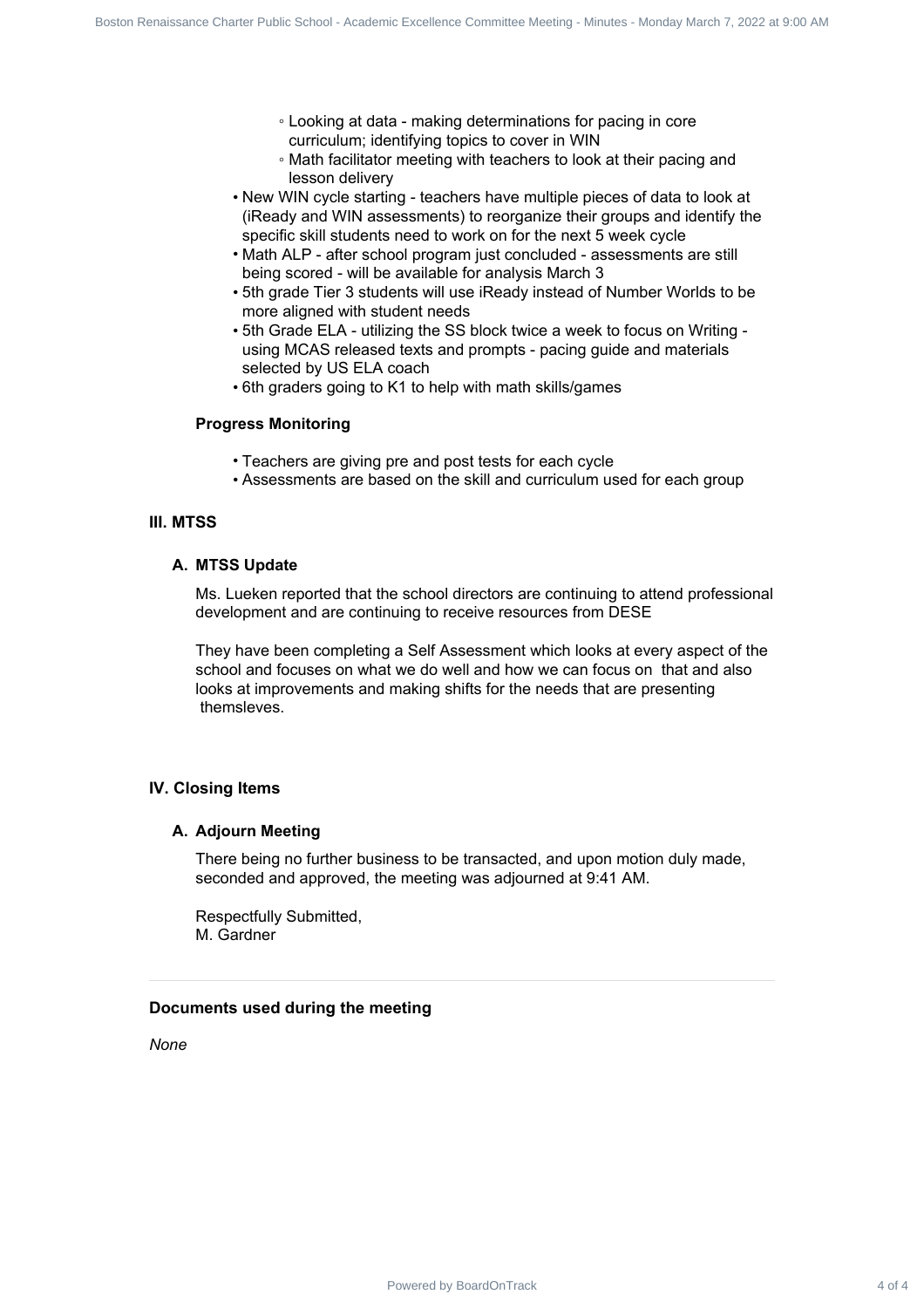- Looking at data - making determinations for pacing in core curriculum; identifying topics to cover in WIN
  - Math facilitator meeting with teachers to look at their pacing and lesson delivery
- New WIN cycle starting - teachers have multiple pieces of data to look at (iReady and WIN assessments) to reorganize their groups and identify the specific skill students need to work on for the next 5 week cycle
- Math ALP - after school program just concluded - assessments are still being scored - will be available for analysis March 3
- 5th grade Tier 3 students will use iReady instead of Number Worlds to be more aligned with student needs
- 5th Grade ELA - utilizing the SS block twice a week to focus on Writing - using MCAS released texts and prompts - pacing guide and materials selected by US ELA coach
- 6th graders going to K1 to help with math skills/games

**Progress Monitoring**

- Teachers are giving pre and post tests for each cycle
- Assessments are based on the skill and curriculum used for each group

## III. MTSS

### A. MTSS Update

Ms. Lueken reported that the school directors are continuing to attend professional development and are continuing to receive resources from DESE

They have been completing a Self Assessment which looks at every aspect of the school and focuses on what we do well and how we can focus on that and also looks at improvements and making shifts for the needs that are presenting themsleves.

## IV. Closing Items

### A. Adjourn Meeting

There being no further business to be transacted, and upon motion duly made, seconded and approved, the meeting was adjourned at 9:41 AM.

Respectfully Submitted,
M. Gardner

---

**Documents used during the meeting**

*None*